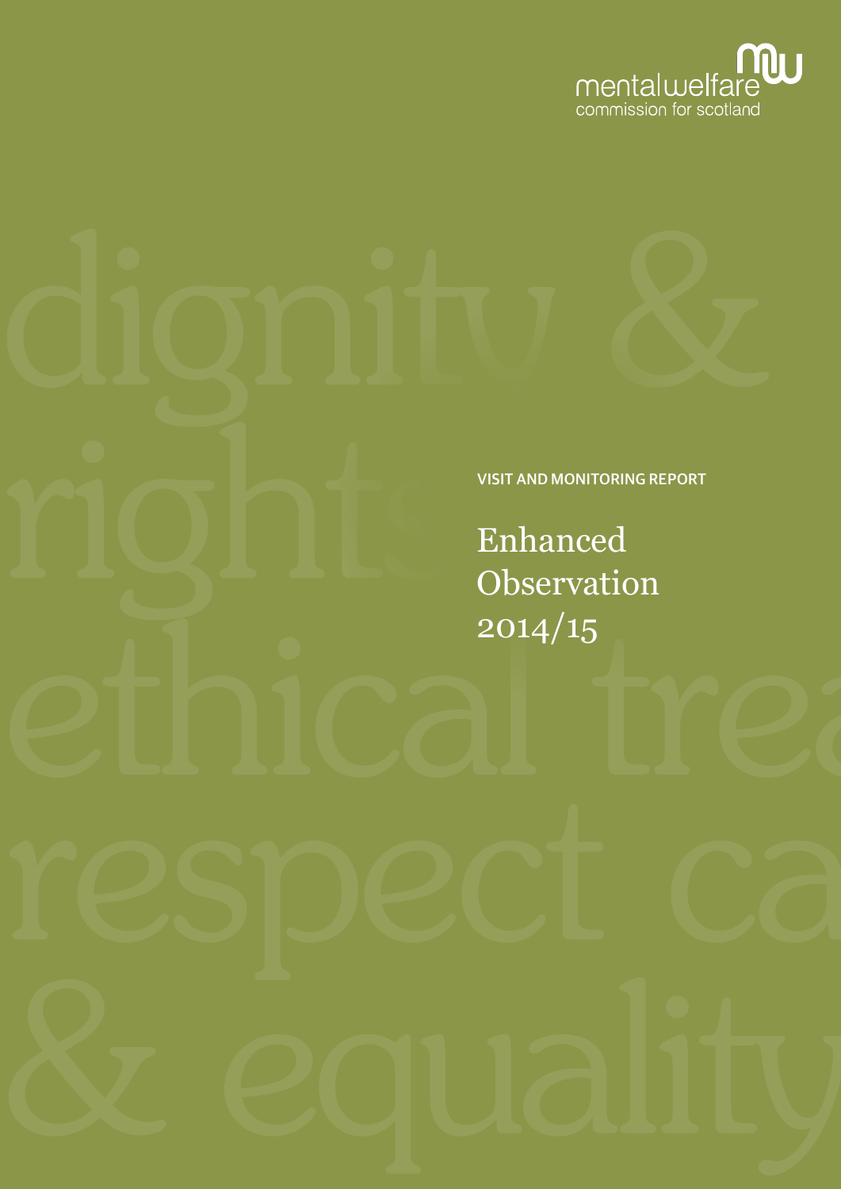mental welfare commission for scotland

VISIT AND MONITORING REPORT

# Enhanced Observation 2014/15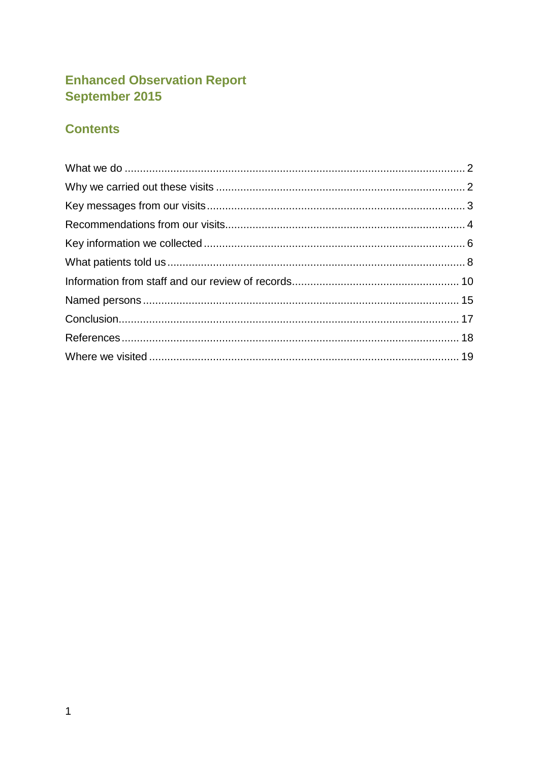# Enhanced Observation Report
# September 2015

## Contents

What we do ... 2
Why we carried out these visits ... 2
Key messages from our visits ... 3
Recommendations from our visits ... 4
Key information we collected ... 6
What patients told us ... 8
Information from staff and our review of records ... 10
Named persons ... 15
Conclusion ... 17
References ... 18
Where we visited ... 19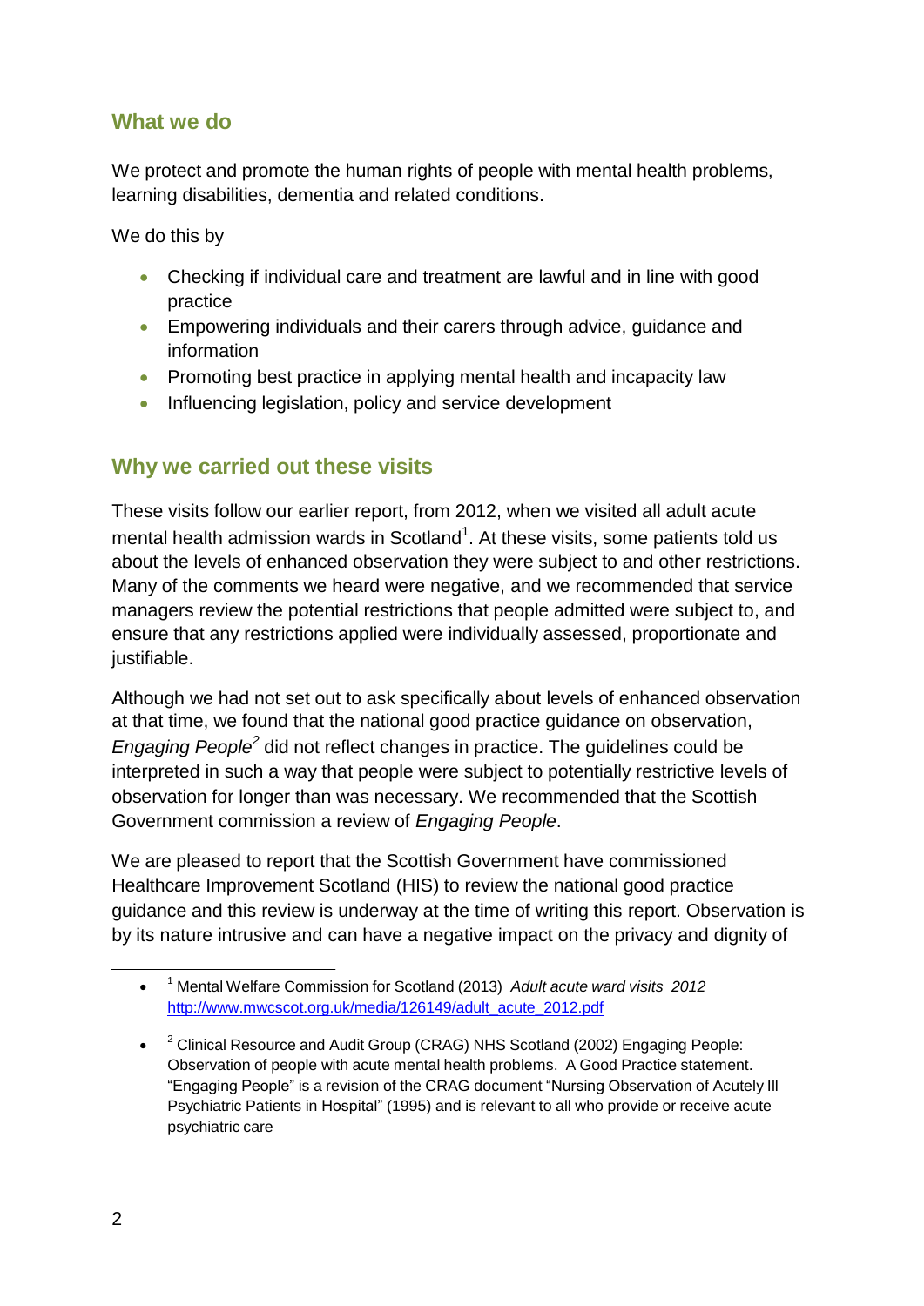## What we do

We protect and promote the human rights of people with mental health problems, learning disabilities, dementia and related conditions.

We do this by

- Checking if individual care and treatment are lawful and in line with good practice
- Empowering individuals and their carers through advice, guidance and information
- Promoting best practice in applying mental health and incapacity law
- Influencing legislation, policy and service development

## Why we carried out these visits

These visits follow our earlier report, from 2012, when we visited all adult acute mental health admission wards in Scotland[1]. At these visits, some patients told us about the levels of enhanced observation they were subject to and other restrictions. Many of the comments we heard were negative, and we recommended that service managers review the potential restrictions that people admitted were subject to, and ensure that any restrictions applied were individually assessed, proportionate and justifiable.

Although we had not set out to ask specifically about levels of enhanced observation at that time, we found that the national good practice guidance on observation, *Engaging People*[2] did not reflect changes in practice. The guidelines could be interpreted in such a way that people were subject to potentially restrictive levels of observation for longer than was necessary. We recommended that the Scottish Government commission a review of *Engaging People*.

We are pleased to report that the Scottish Government have commissioned Healthcare Improvement Scotland (HIS) to review the national good practice guidance and this review is underway at the time of writing this report. Observation is by its nature intrusive and can have a negative impact on the privacy and dignity of

---

- [1] Mental Welfare Commission for Scotland (2013) *Adult acute ward visits 2012* http://www.mwcscot.org.uk/media/126149/adult_acute_2012.pdf
- [2] Clinical Resource and Audit Group (CRAG) NHS Scotland (2002) Engaging People: Observation of people with acute mental health problems. A Good Practice statement. "Engaging People" is a revision of the CRAG document "Nursing Observation of Acutely Ill Psychiatric Patients in Hospital" (1995) and is relevant to all who provide or receive acute psychiatric care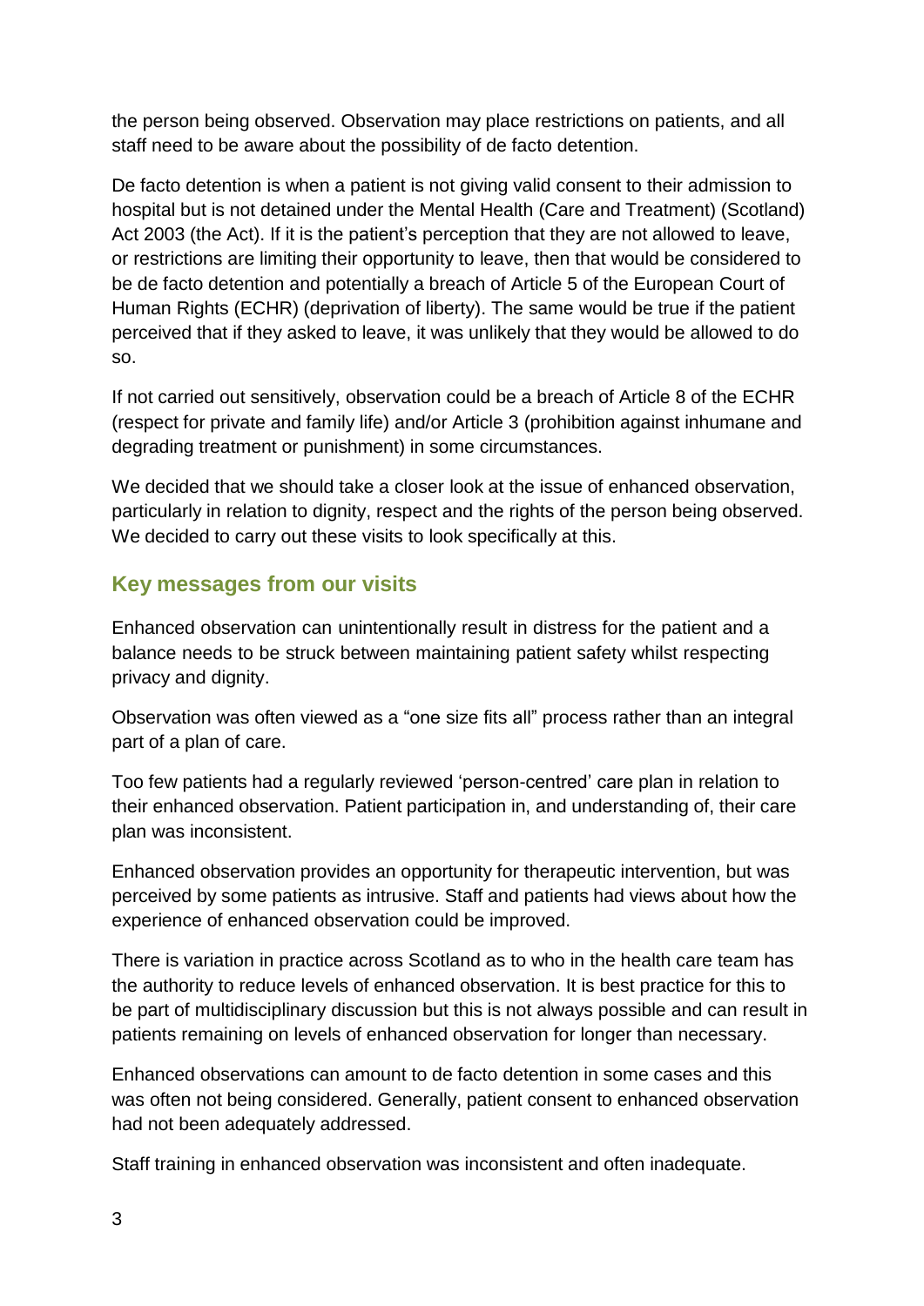the person being observed. Observation may place restrictions on patients, and all staff need to be aware about the possibility of de facto detention.

De facto detention is when a patient is not giving valid consent to their admission to hospital but is not detained under the Mental Health (Care and Treatment) (Scotland) Act 2003 (the Act). If it is the patient's perception that they are not allowed to leave, or restrictions are limiting their opportunity to leave, then that would be considered to be de facto detention and potentially a breach of Article 5 of the European Court of Human Rights (ECHR) (deprivation of liberty). The same would be true if the patient perceived that if they asked to leave, it was unlikely that they would be allowed to do so.

If not carried out sensitively, observation could be a breach of Article 8 of the ECHR (respect for private and family life) and/or Article 3 (prohibition against inhumane and degrading treatment or punishment) in some circumstances.

We decided that we should take a closer look at the issue of enhanced observation, particularly in relation to dignity, respect and the rights of the person being observed. We decided to carry out these visits to look specifically at this.

## Key messages from our visits

Enhanced observation can unintentionally result in distress for the patient and a balance needs to be struck between maintaining patient safety whilst respecting privacy and dignity.

Observation was often viewed as a "one size fits all" process rather than an integral part of a plan of care.

Too few patients had a regularly reviewed 'person-centred' care plan in relation to their enhanced observation. Patient participation in, and understanding of, their care plan was inconsistent.

Enhanced observation provides an opportunity for therapeutic intervention, but was perceived by some patients as intrusive. Staff and patients had views about how the experience of enhanced observation could be improved.

There is variation in practice across Scotland as to who in the health care team has the authority to reduce levels of enhanced observation. It is best practice for this to be part of multidisciplinary discussion but this is not always possible and can result in patients remaining on levels of enhanced observation for longer than necessary.

Enhanced observations can amount to de facto detention in some cases and this was often not being considered. Generally, patient consent to enhanced observation had not been adequately addressed.

Staff training in enhanced observation was inconsistent and often inadequate.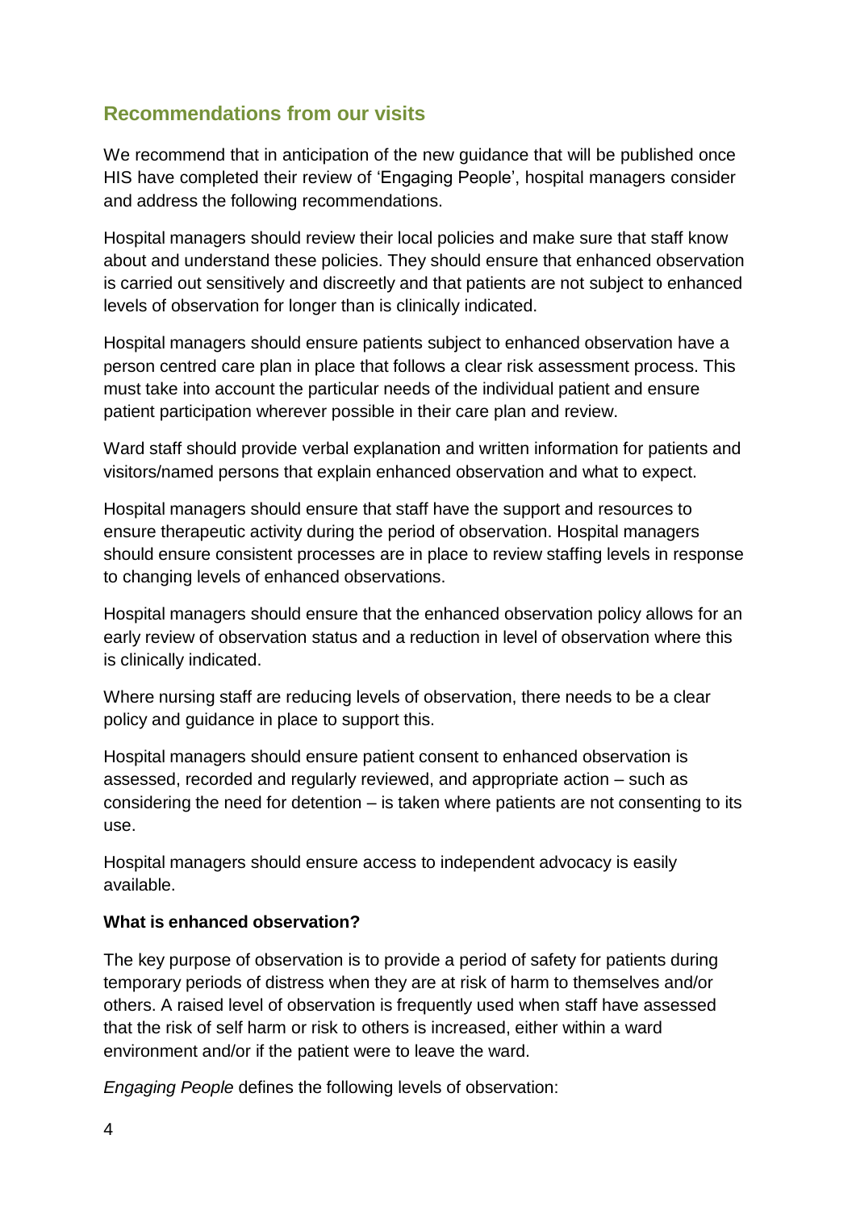## Recommendations from our visits

We recommend that in anticipation of the new guidance that will be published once HIS have completed their review of 'Engaging People', hospital managers consider and address the following recommendations.

Hospital managers should review their local policies and make sure that staff know about and understand these policies. They should ensure that enhanced observation is carried out sensitively and discreetly and that patients are not subject to enhanced levels of observation for longer than is clinically indicated.

Hospital managers should ensure patients subject to enhanced observation have a person centred care plan in place that follows a clear risk assessment process. This must take into account the particular needs of the individual patient and ensure patient participation wherever possible in their care plan and review.

Ward staff should provide verbal explanation and written information for patients and visitors/named persons that explain enhanced observation and what to expect.

Hospital managers should ensure that staff have the support and resources to ensure therapeutic activity during the period of observation. Hospital managers should ensure consistent processes are in place to review staffing levels in response to changing levels of enhanced observations.

Hospital managers should ensure that the enhanced observation policy allows for an early review of observation status and a reduction in level of observation where this is clinically indicated.

Where nursing staff are reducing levels of observation, there needs to be a clear policy and guidance in place to support this.

Hospital managers should ensure patient consent to enhanced observation is assessed, recorded and regularly reviewed, and appropriate action – such as considering the need for detention – is taken where patients are not consenting to its use.

Hospital managers should ensure access to independent advocacy is easily available.

**What is enhanced observation?**

The key purpose of observation is to provide a period of safety for patients during temporary periods of distress when they are at risk of harm to themselves and/or others. A raised level of observation is frequently used when staff have assessed that the risk of self harm or risk to others is increased, either within a ward environment and/or if the patient were to leave the ward.

*Engaging People* defines the following levels of observation: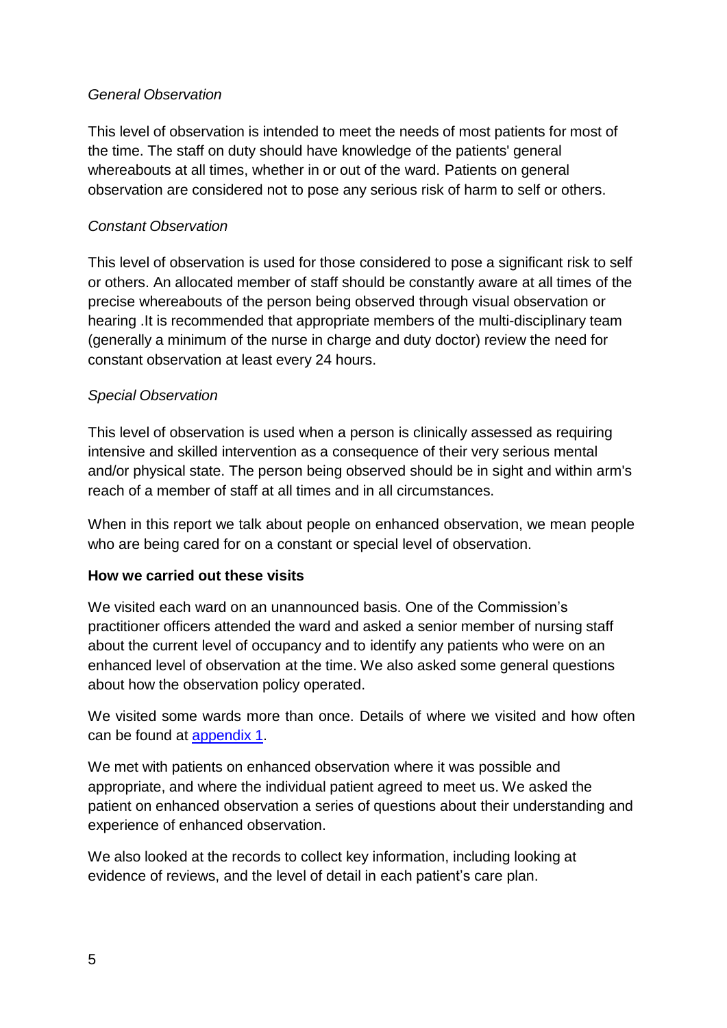*General Observation*

This level of observation is intended to meet the needs of most patients for most of the time. The staff on duty should have knowledge of the patients' general whereabouts at all times, whether in or out of the ward. Patients on general observation are considered not to pose any serious risk of harm to self or others.

*Constant Observation*

This level of observation is used for those considered to pose a significant risk to self or others. An allocated member of staff should be constantly aware at all times of the precise whereabouts of the person being observed through visual observation or hearing .It is recommended that appropriate members of the multi-disciplinary team (generally a minimum of the nurse in charge and duty doctor) review the need for constant observation at least every 24 hours.

*Special Observation*

This level of observation is used when a person is clinically assessed as requiring intensive and skilled intervention as a consequence of their very serious mental and/or physical state. The person being observed should be in sight and within arm's reach of a member of staff at all times and in all circumstances.

When in this report we talk about people on enhanced observation, we mean people who are being cared for on a constant or special level of observation.

**How we carried out these visits**

We visited each ward on an unannounced basis. One of the Commission's practitioner officers attended the ward and asked a senior member of nursing staff about the current level of occupancy and to identify any patients who were on an enhanced level of observation at the time. We also asked some general questions about how the observation policy operated.

We visited some wards more than once. Details of where we visited and how often can be found at appendix 1.

We met with patients on enhanced observation where it was possible and appropriate, and where the individual patient agreed to meet us. We asked the patient on enhanced observation a series of questions about their understanding and experience of enhanced observation.

We also looked at the records to collect key information, including looking at evidence of reviews, and the level of detail in each patient's care plan.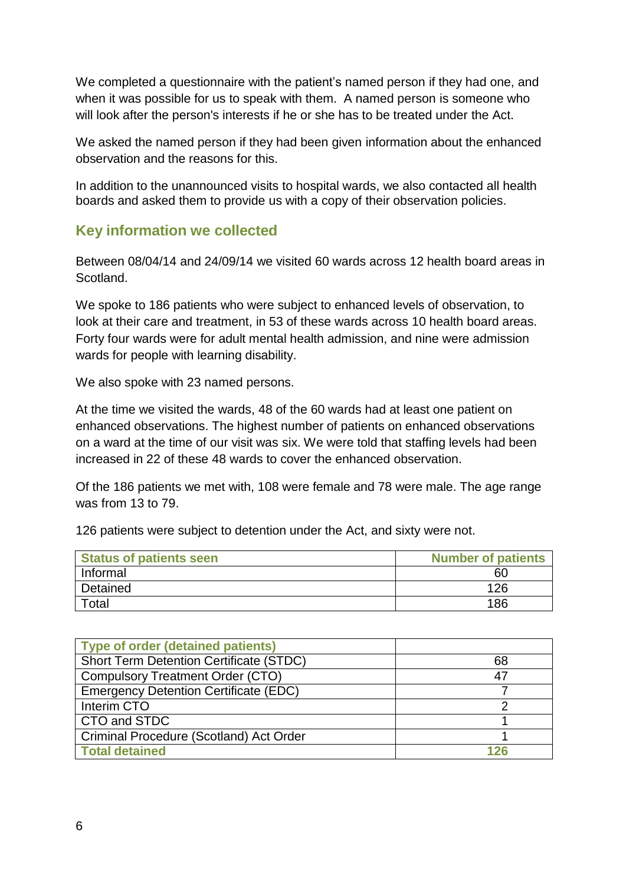We completed a questionnaire with the patient's named person if they had one, and when it was possible for us to speak with them. A named person is someone who will look after the person's interests if he or she has to be treated under the Act.

We asked the named person if they had been given information about the enhanced observation and the reasons for this.

In addition to the unannounced visits to hospital wards, we also contacted all health boards and asked them to provide us with a copy of their observation policies.

## Key information we collected

Between 08/04/14 and 24/09/14 we visited 60 wards across 12 health board areas in Scotland.

We spoke to 186 patients who were subject to enhanced levels of observation, to look at their care and treatment, in 53 of these wards across 10 health board areas. Forty four wards were for adult mental health admission, and nine were admission wards for people with learning disability.

We also spoke with 23 named persons.

At the time we visited the wards, 48 of the 60 wards had at least one patient on enhanced observations. The highest number of patients on enhanced observations on a ward at the time of our visit was six. We were told that staffing levels had been increased in 22 of these 48 wards to cover the enhanced observation.

Of the 186 patients we met with, 108 were female and 78 were male. The age range was from 13 to 79.

126 patients were subject to detention under the Act, and sixty were not.

| Status of patients seen | Number of patients |
|---|---|
| Informal | 60 |
| Detained | 126 |
| Total | 186 |

| Type of order (detained patients) | |
|---|---|
| Short Term Detention Certificate (STDC) | 68 |
| Compulsory Treatment Order (CTO) | 47 |
| Emergency Detention Certificate (EDC) | 7 |
| Interim CTO | 2 |
| CTO and STDC | 1 |
| Criminal Procedure (Scotland) Act Order | 1 |
| **Total detained** | **126** |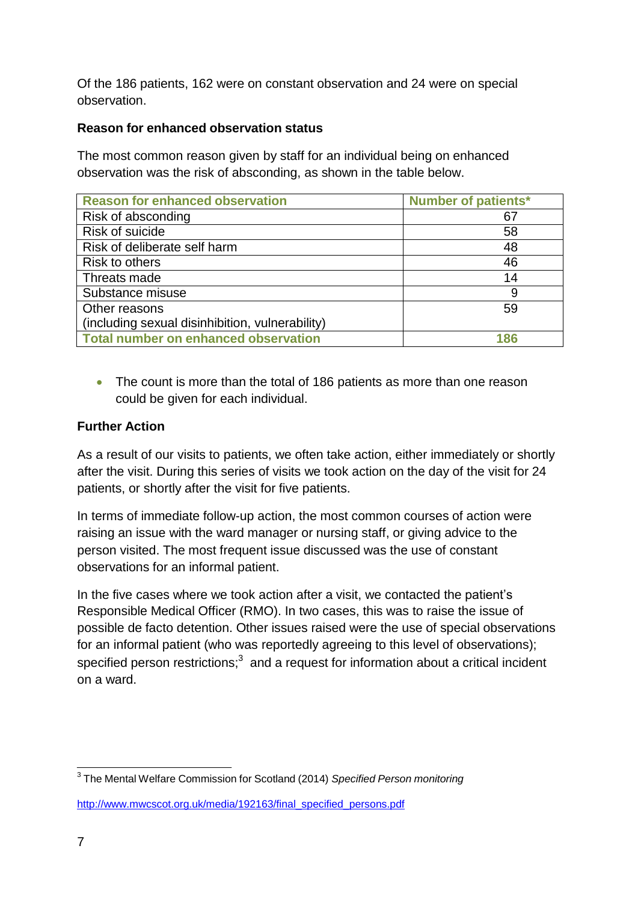Of the 186 patients, 162 were on constant observation and 24 were on special observation.

**Reason for enhanced observation status**

The most common reason given by staff for an individual being on enhanced observation was the risk of absconding, as shown in the table below.

| Reason for enhanced observation | Number of patients* |
|---|---|
| Risk of absconding | 67 |
| Risk of suicide | 58 |
| Risk of deliberate self harm | 48 |
| Risk to others | 46 |
| Threats made | 14 |
| Substance misuse | 9 |
| Other reasons (including sexual disinhibition, vulnerability) | 59 |
| **Total number on enhanced observation** | **186** |

- The count is more than the total of 186 patients as more than one reason could be given for each individual.

**Further Action**

As a result of our visits to patients, we often take action, either immediately or shortly after the visit. During this series of visits we took action on the day of the visit for 24 patients, or shortly after the visit for five patients.

In terms of immediate follow-up action, the most common courses of action were raising an issue with the ward manager or nursing staff, or giving advice to the person visited. The most frequent issue discussed was the use of constant observations for an informal patient.

In the five cases where we took action after a visit, we contacted the patient's Responsible Medical Officer (RMO). In two cases, this was to raise the issue of possible de facto detention. Other issues raised were the use of special observations for an informal patient (who was reportedly agreeing to this level of observations); specified person restrictions;[3] and a request for information about a critical incident on a ward.

[3] The Mental Welfare Commission for Scotland (2014) *Specified Person monitoring*

http://www.mwcscot.org.uk/media/192163/final_specified_persons.pdf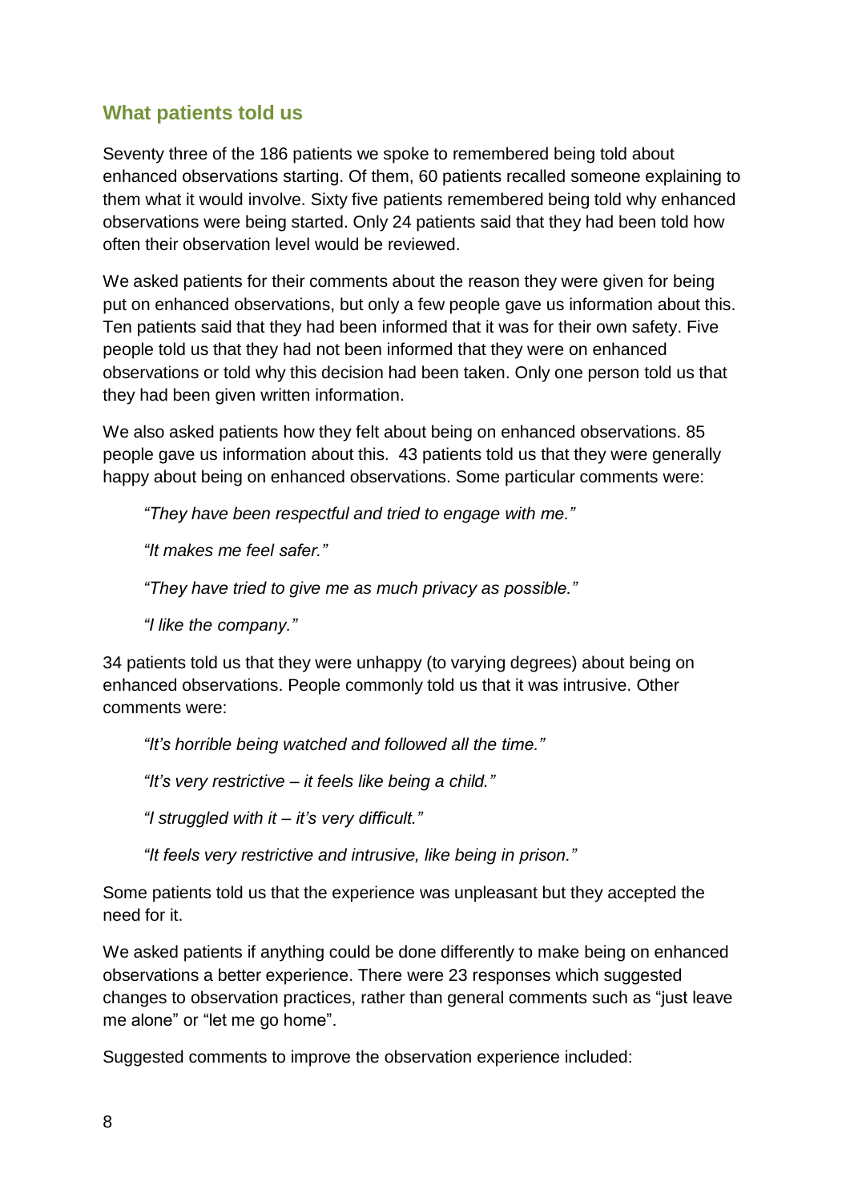## What patients told us

Seventy three of the 186 patients we spoke to remembered being told about enhanced observations starting. Of them, 60 patients recalled someone explaining to them what it would involve. Sixty five patients remembered being told why enhanced observations were being started. Only 24 patients said that they had been told how often their observation level would be reviewed.

We asked patients for their comments about the reason they were given for being put on enhanced observations, but only a few people gave us information about this. Ten patients said that they had been informed that it was for their own safety. Five people told us that they had not been informed that they were on enhanced observations or told why this decision had been taken. Only one person told us that they had been given written information.

We also asked patients how they felt about being on enhanced observations. 85 people gave us information about this. 43 patients told us that they were generally happy about being on enhanced observations. Some particular comments were:

> *"They have been respectful and tried to engage with me."*
>
> *"It makes me feel safer."*
>
> *"They have tried to give me as much privacy as possible."*
>
> *"I like the company."*

34 patients told us that they were unhappy (to varying degrees) about being on enhanced observations. People commonly told us that it was intrusive. Other comments were:

> *"It's horrible being watched and followed all the time."*
>
> *"It's very restrictive – it feels like being a child."*
>
> *"I struggled with it – it's very difficult."*
>
> *"It feels very restrictive and intrusive, like being in prison."*

Some patients told us that the experience was unpleasant but they accepted the need for it.

We asked patients if anything could be done differently to make being on enhanced observations a better experience. There were 23 responses which suggested changes to observation practices, rather than general comments such as "just leave me alone" or "let me go home".

Suggested comments to improve the observation experience included: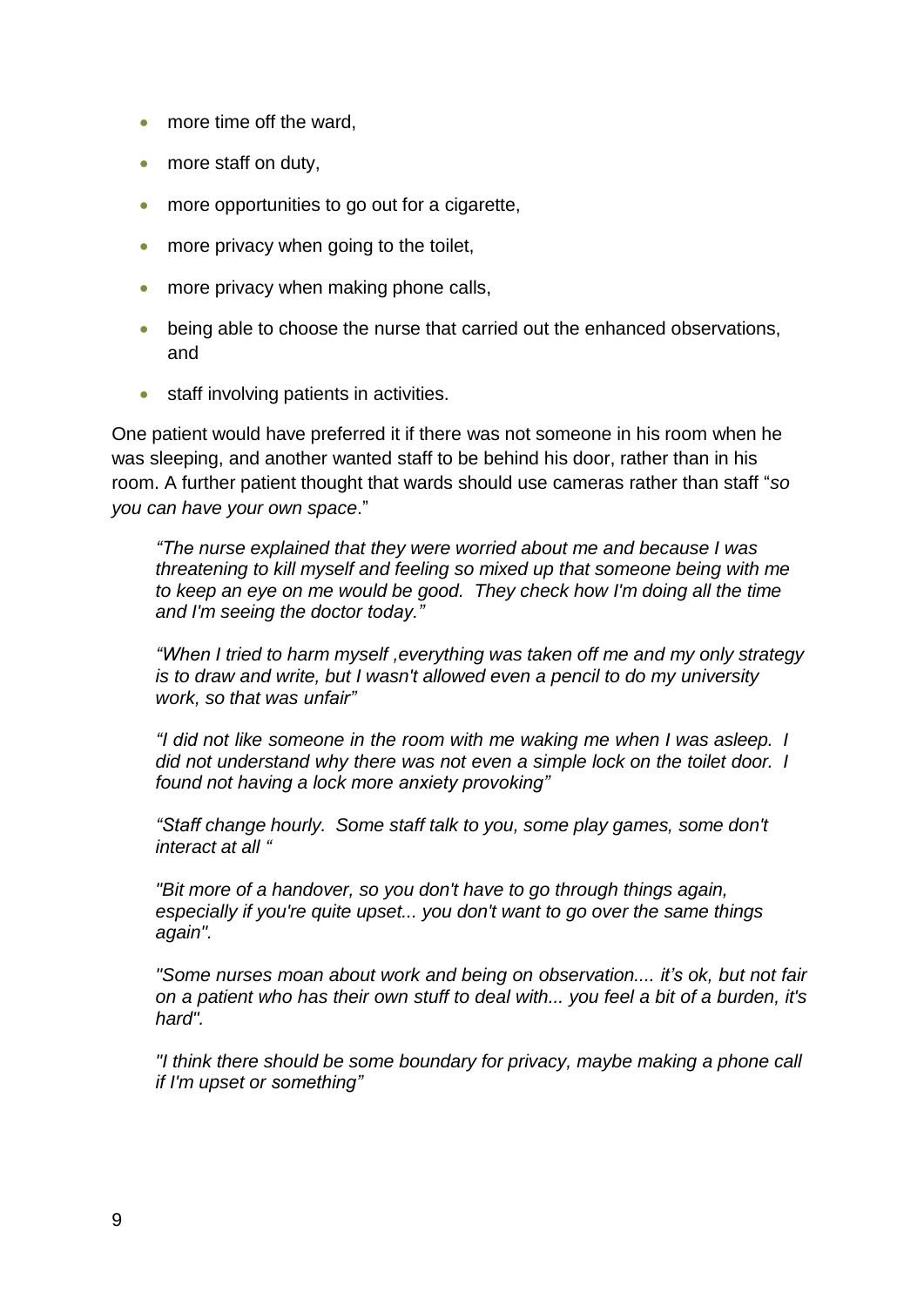- more time off the ward,
- more staff on duty,
- more opportunities to go out for a cigarette,
- more privacy when going to the toilet,
- more privacy when making phone calls,
- being able to choose the nurse that carried out the enhanced observations, and
- staff involving patients in activities.

One patient would have preferred it if there was not someone in his room when he was sleeping, and another wanted staff to be behind his door, rather than in his room. A further patient thought that wards should use cameras rather than staff "*so you can have your own space*."

> *"The nurse explained that they were worried about me and because I was threatening to kill myself and feeling so mixed up that someone being with me to keep an eye on me would be good. They check how I'm doing all the time and I'm seeing the doctor today."*
>
> *"When I tried to harm myself ,everything was taken off me and my only strategy is to draw and write, but I wasn't allowed even a pencil to do my university work, so that was unfair"*
>
> *"I did not like someone in the room with me waking me when I was asleep. I did not understand why there was not even a simple lock on the toilet door. I found not having a lock more anxiety provoking"*
>
> *"Staff change hourly. Some staff talk to you, some play games, some don't interact at all "*
>
> *"Bit more of a handover, so you don't have to go through things again, especially if you're quite upset... you don't want to go over the same things again".*
>
> *"Some nurses moan about work and being on observation.... it's ok, but not fair on a patient who has their own stuff to deal with... you feel a bit of a burden, it's hard".*
>
> *"I think there should be some boundary for privacy, maybe making a phone call if I'm upset or something"*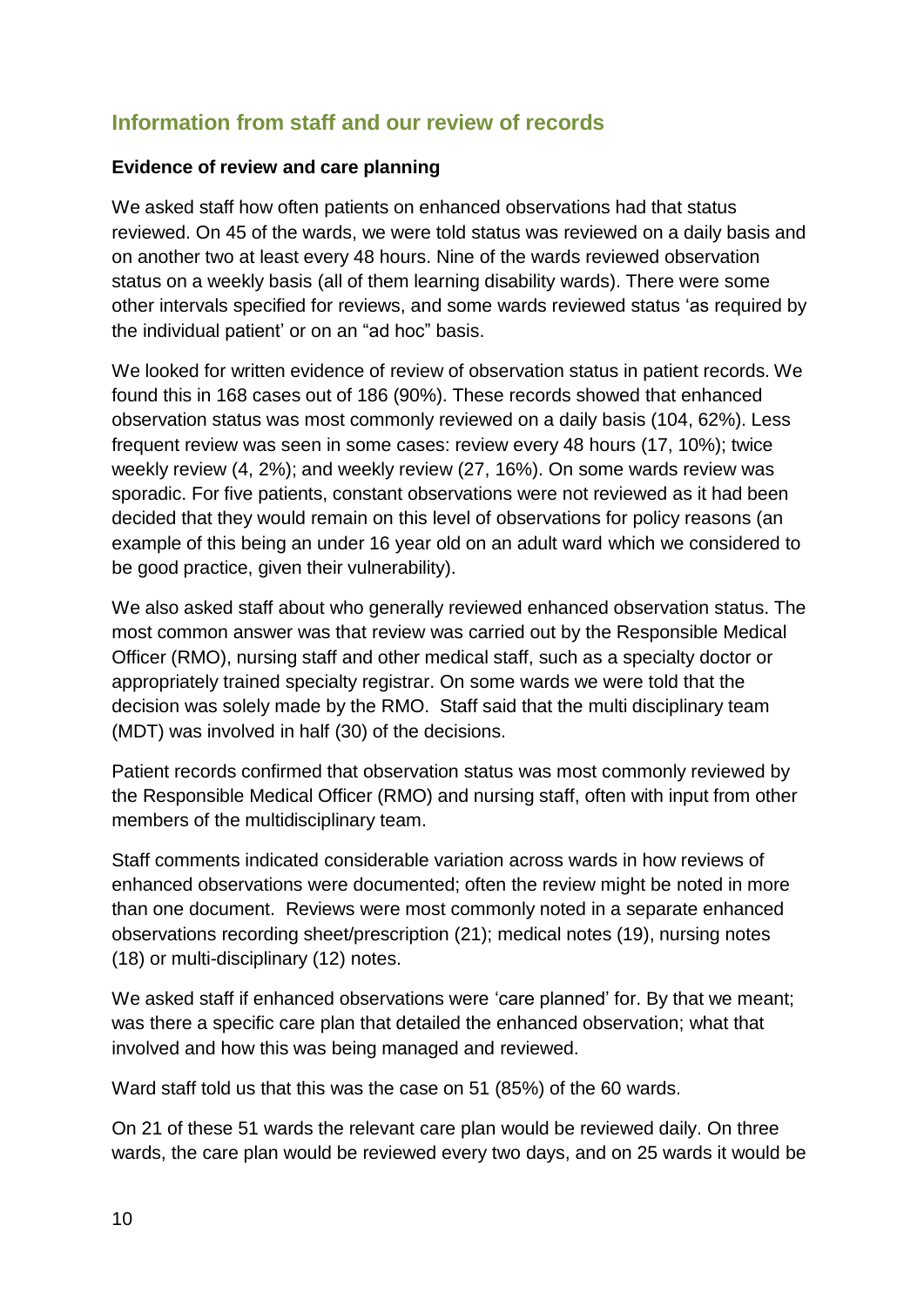## Information from staff and our review of records

**Evidence of review and care planning**

We asked staff how often patients on enhanced observations had that status reviewed. On 45 of the wards, we were told status was reviewed on a daily basis and on another two at least every 48 hours. Nine of the wards reviewed observation status on a weekly basis (all of them learning disability wards). There were some other intervals specified for reviews, and some wards reviewed status 'as required by the individual patient' or on an "ad hoc" basis.

We looked for written evidence of review of observation status in patient records. We found this in 168 cases out of 186 (90%). These records showed that enhanced observation status was most commonly reviewed on a daily basis (104, 62%). Less frequent review was seen in some cases: review every 48 hours (17, 10%); twice weekly review (4, 2%); and weekly review (27, 16%). On some wards review was sporadic. For five patients, constant observations were not reviewed as it had been decided that they would remain on this level of observations for policy reasons (an example of this being an under 16 year old on an adult ward which we considered to be good practice, given their vulnerability).

We also asked staff about who generally reviewed enhanced observation status. The most common answer was that review was carried out by the Responsible Medical Officer (RMO), nursing staff and other medical staff, such as a specialty doctor or appropriately trained specialty registrar. On some wards we were told that the decision was solely made by the RMO. Staff said that the multi disciplinary team (MDT) was involved in half (30) of the decisions.

Patient records confirmed that observation status was most commonly reviewed by the Responsible Medical Officer (RMO) and nursing staff, often with input from other members of the multidisciplinary team.

Staff comments indicated considerable variation across wards in how reviews of enhanced observations were documented; often the review might be noted in more than one document. Reviews were most commonly noted in a separate enhanced observations recording sheet/prescription (21); medical notes (19), nursing notes (18) or multi-disciplinary (12) notes.

We asked staff if enhanced observations were 'care planned' for. By that we meant; was there a specific care plan that detailed the enhanced observation; what that involved and how this was being managed and reviewed.

Ward staff told us that this was the case on 51 (85%) of the 60 wards.

On 21 of these 51 wards the relevant care plan would be reviewed daily. On three wards, the care plan would be reviewed every two days, and on 25 wards it would be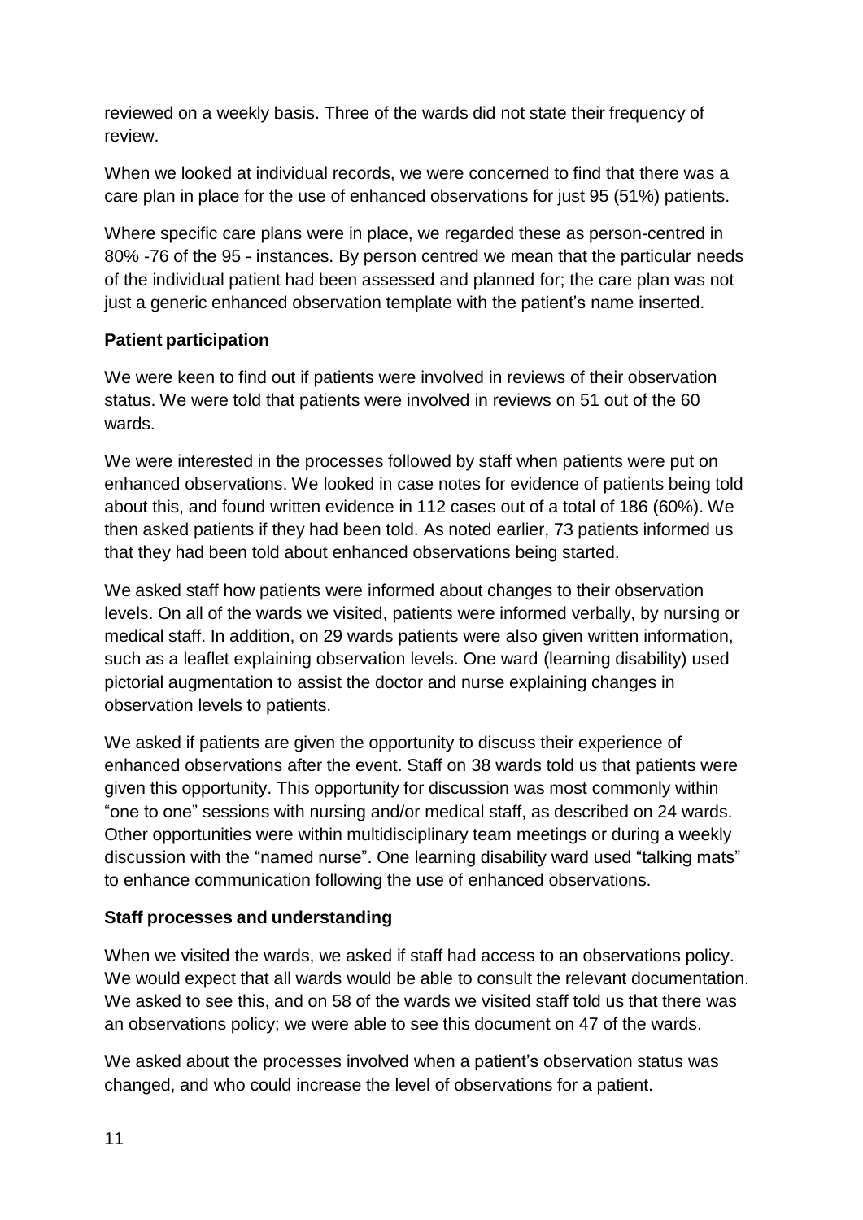reviewed on a weekly basis. Three of the wards did not state their frequency of review.

When we looked at individual records, we were concerned to find that there was a care plan in place for the use of enhanced observations for just 95 (51%) patients.

Where specific care plans were in place, we regarded these as person-centred in 80% -76 of the 95 - instances. By person centred we mean that the particular needs of the individual patient had been assessed and planned for; the care plan was not just a generic enhanced observation template with the patient's name inserted.

**Patient participation**

We were keen to find out if patients were involved in reviews of their observation status. We were told that patients were involved in reviews on 51 out of the 60 wards.

We were interested in the processes followed by staff when patients were put on enhanced observations. We looked in case notes for evidence of patients being told about this, and found written evidence in 112 cases out of a total of 186 (60%). We then asked patients if they had been told. As noted earlier, 73 patients informed us that they had been told about enhanced observations being started.

We asked staff how patients were informed about changes to their observation levels. On all of the wards we visited, patients were informed verbally, by nursing or medical staff. In addition, on 29 wards patients were also given written information, such as a leaflet explaining observation levels. One ward (learning disability) used pictorial augmentation to assist the doctor and nurse explaining changes in observation levels to patients.

We asked if patients are given the opportunity to discuss their experience of enhanced observations after the event. Staff on 38 wards told us that patients were given this opportunity. This opportunity for discussion was most commonly within "one to one" sessions with nursing and/or medical staff, as described on 24 wards. Other opportunities were within multidisciplinary team meetings or during a weekly discussion with the "named nurse". One learning disability ward used "talking mats" to enhance communication following the use of enhanced observations.

**Staff processes and understanding**

When we visited the wards, we asked if staff had access to an observations policy. We would expect that all wards would be able to consult the relevant documentation. We asked to see this, and on 58 of the wards we visited staff told us that there was an observations policy; we were able to see this document on 47 of the wards.

We asked about the processes involved when a patient's observation status was changed, and who could increase the level of observations for a patient.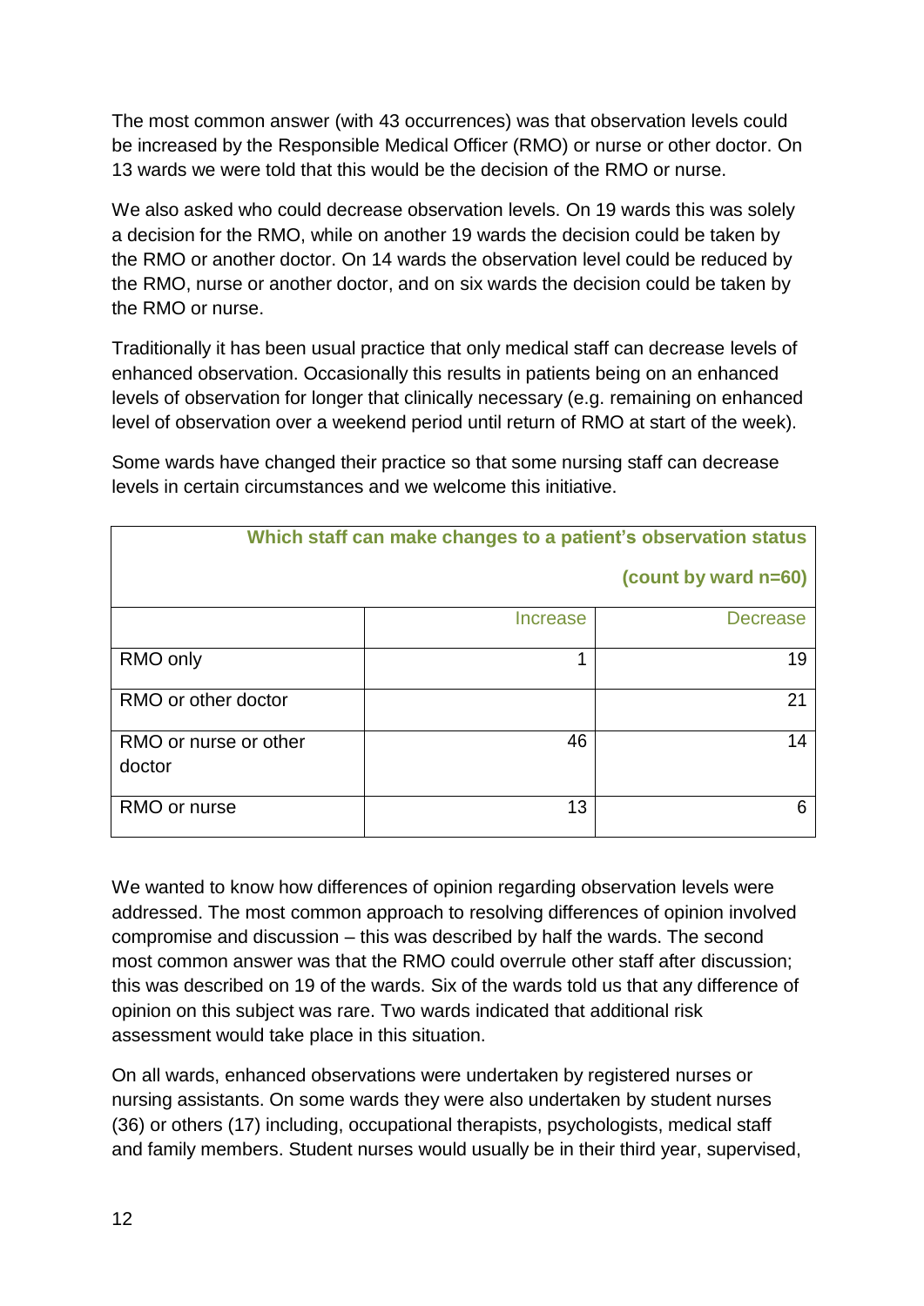The most common answer (with 43 occurrences) was that observation levels could be increased by the Responsible Medical Officer (RMO) or nurse or other doctor. On 13 wards we were told that this would be the decision of the RMO or nurse.

We also asked who could decrease observation levels. On 19 wards this was solely a decision for the RMO, while on another 19 wards the decision could be taken by the RMO or another doctor. On 14 wards the observation level could be reduced by the RMO, nurse or another doctor, and on six wards the decision could be taken by the RMO or nurse.

Traditionally it has been usual practice that only medical staff can decrease levels of enhanced observation. Occasionally this results in patients being on an enhanced levels of observation for longer that clinically necessary (e.g. remaining on enhanced level of observation over a weekend period until return of RMO at start of the week).

Some wards have changed their practice so that some nursing staff can decrease levels in certain circumstances and we welcome this initiative.

| Which staff can make changes to a patient's observation status (count by ward n=60) | | |
|---|---|---|
| | Increase | Decrease |
| RMO only | 1 | 19 |
| RMO or other doctor | | 21 |
| RMO or nurse or other doctor | 46 | 14 |
| RMO or nurse | 13 | 6 |

We wanted to know how differences of opinion regarding observation levels were addressed. The most common approach to resolving differences of opinion involved compromise and discussion – this was described by half the wards. The second most common answer was that the RMO could overrule other staff after discussion; this was described on 19 of the wards. Six of the wards told us that any difference of opinion on this subject was rare. Two wards indicated that additional risk assessment would take place in this situation.

On all wards, enhanced observations were undertaken by registered nurses or nursing assistants. On some wards they were also undertaken by student nurses (36) or others (17) including, occupational therapists, psychologists, medical staff and family members. Student nurses would usually be in their third year, supervised,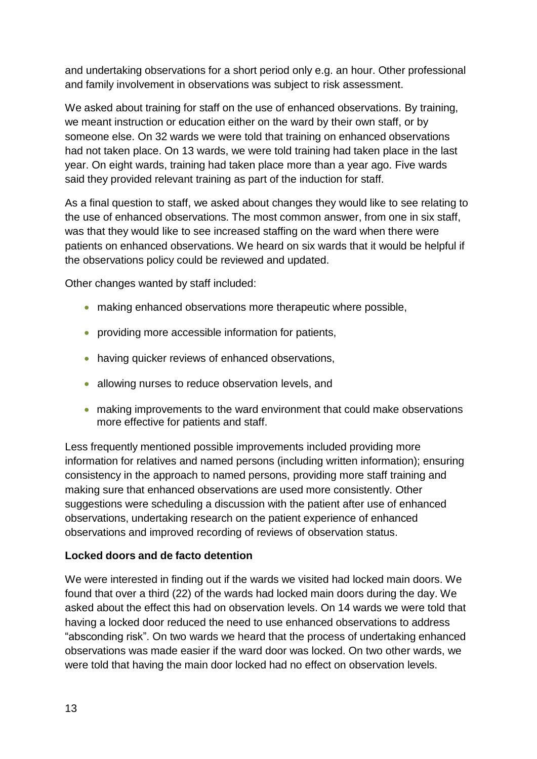and undertaking observations for a short period only e.g. an hour. Other professional and family involvement in observations was subject to risk assessment.

We asked about training for staff on the use of enhanced observations. By training, we meant instruction or education either on the ward by their own staff, or by someone else. On 32 wards we were told that training on enhanced observations had not taken place. On 13 wards, we were told training had taken place in the last year. On eight wards, training had taken place more than a year ago. Five wards said they provided relevant training as part of the induction for staff.

As a final question to staff, we asked about changes they would like to see relating to the use of enhanced observations. The most common answer, from one in six staff, was that they would like to see increased staffing on the ward when there were patients on enhanced observations. We heard on six wards that it would be helpful if the observations policy could be reviewed and updated.

Other changes wanted by staff included:

- making enhanced observations more therapeutic where possible,
- providing more accessible information for patients,
- having quicker reviews of enhanced observations,
- allowing nurses to reduce observation levels, and
- making improvements to the ward environment that could make observations more effective for patients and staff.

Less frequently mentioned possible improvements included providing more information for relatives and named persons (including written information); ensuring consistency in the approach to named persons, providing more staff training and making sure that enhanced observations are used more consistently. Other suggestions were scheduling a discussion with the patient after use of enhanced observations, undertaking research on the patient experience of enhanced observations and improved recording of reviews of observation status.

**Locked doors and de facto detention**

We were interested in finding out if the wards we visited had locked main doors. We found that over a third (22) of the wards had locked main doors during the day. We asked about the effect this had on observation levels. On 14 wards we were told that having a locked door reduced the need to use enhanced observations to address "absconding risk". On two wards we heard that the process of undertaking enhanced observations was made easier if the ward door was locked. On two other wards, we were told that having the main door locked had no effect on observation levels.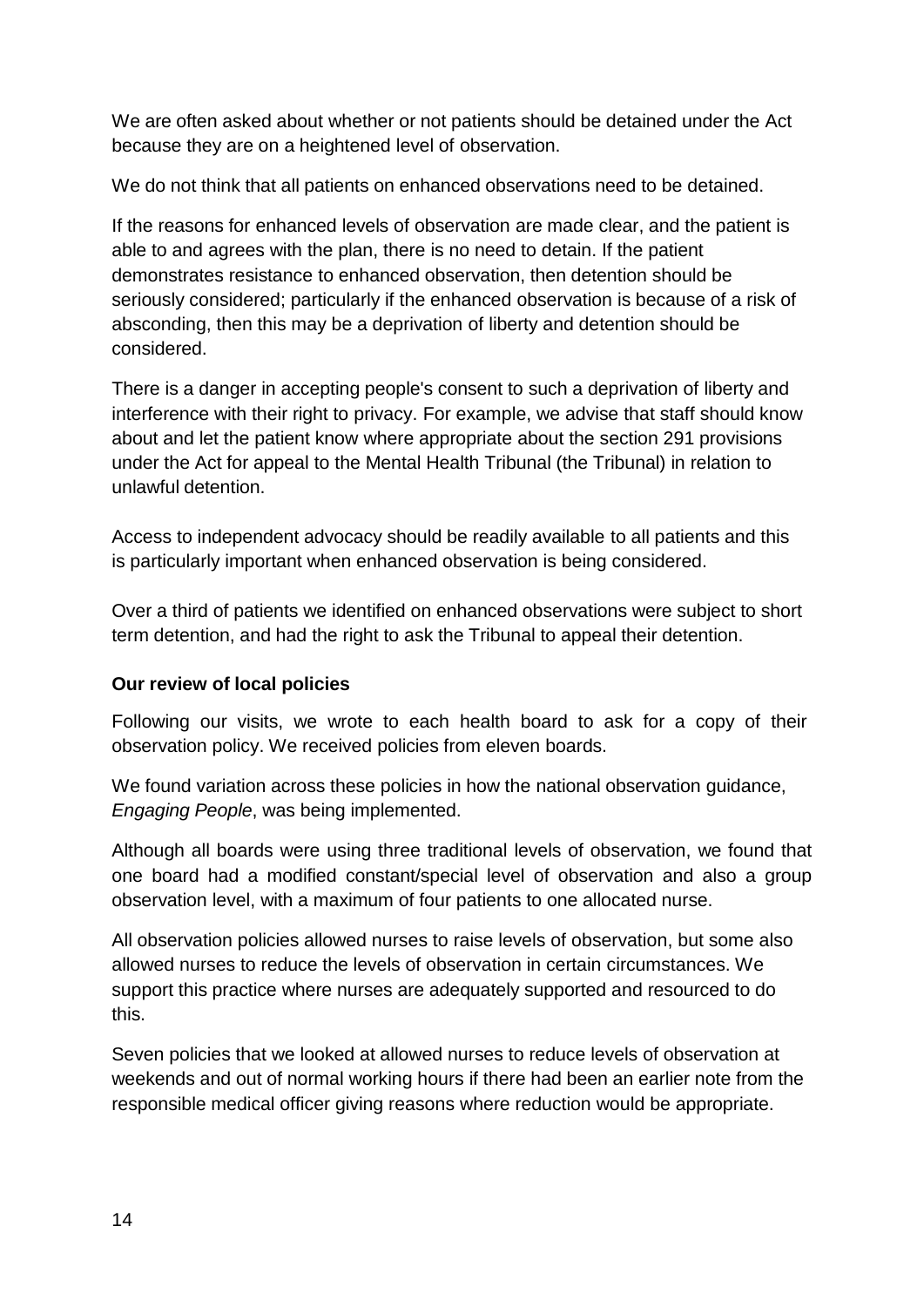We are often asked about whether or not patients should be detained under the Act because they are on a heightened level of observation.

We do not think that all patients on enhanced observations need to be detained.

If the reasons for enhanced levels of observation are made clear, and the patient is able to and agrees with the plan, there is no need to detain. If the patient demonstrates resistance to enhanced observation, then detention should be seriously considered; particularly if the enhanced observation is because of a risk of absconding, then this may be a deprivation of liberty and detention should be considered.

There is a danger in accepting people's consent to such a deprivation of liberty and interference with their right to privacy. For example, we advise that staff should know about and let the patient know where appropriate about the section 291 provisions under the Act for appeal to the Mental Health Tribunal (the Tribunal) in relation to unlawful detention.

Access to independent advocacy should be readily available to all patients and this is particularly important when enhanced observation is being considered.

Over a third of patients we identified on enhanced observations were subject to short term detention, and had the right to ask the Tribunal to appeal their detention.

**Our review of local policies**

Following our visits, we wrote to each health board to ask for a copy of their observation policy. We received policies from eleven boards.

We found variation across these policies in how the national observation guidance, *Engaging People*, was being implemented.

Although all boards were using three traditional levels of observation, we found that one board had a modified constant/special level of observation and also a group observation level, with a maximum of four patients to one allocated nurse.

All observation policies allowed nurses to raise levels of observation, but some also allowed nurses to reduce the levels of observation in certain circumstances. We support this practice where nurses are adequately supported and resourced to do this.

Seven policies that we looked at allowed nurses to reduce levels of observation at weekends and out of normal working hours if there had been an earlier note from the responsible medical officer giving reasons where reduction would be appropriate.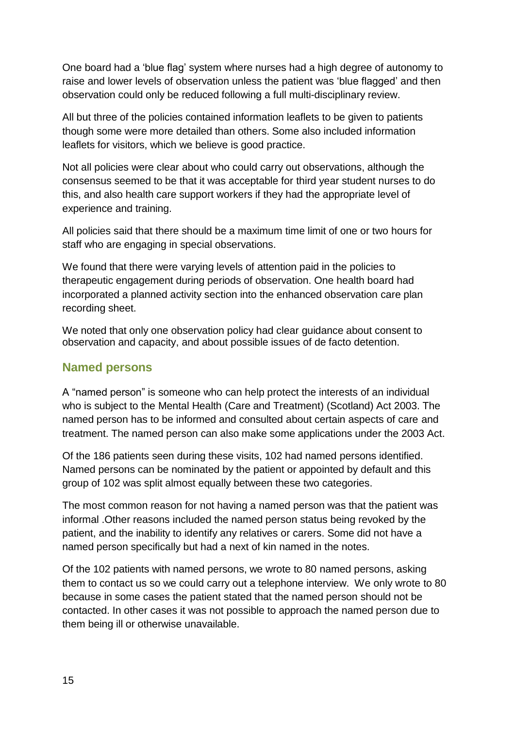One board had a 'blue flag' system where nurses had a high degree of autonomy to raise and lower levels of observation unless the patient was 'blue flagged' and then observation could only be reduced following a full multi-disciplinary review.

All but three of the policies contained information leaflets to be given to patients though some were more detailed than others. Some also included information leaflets for visitors, which we believe is good practice.

Not all policies were clear about who could carry out observations, although the consensus seemed to be that it was acceptable for third year student nurses to do this, and also health care support workers if they had the appropriate level of experience and training.

All policies said that there should be a maximum time limit of one or two hours for staff who are engaging in special observations.

We found that there were varying levels of attention paid in the policies to therapeutic engagement during periods of observation. One health board had incorporated a planned activity section into the enhanced observation care plan recording sheet.

We noted that only one observation policy had clear guidance about consent to observation and capacity, and about possible issues of de facto detention.

## Named persons

A "named person" is someone who can help protect the interests of an individual who is subject to the Mental Health (Care and Treatment) (Scotland) Act 2003. The named person has to be informed and consulted about certain aspects of care and treatment. The named person can also make some applications under the 2003 Act.

Of the 186 patients seen during these visits, 102 had named persons identified. Named persons can be nominated by the patient or appointed by default and this group of 102 was split almost equally between these two categories.

The most common reason for not having a named person was that the patient was informal .Other reasons included the named person status being revoked by the patient, and the inability to identify any relatives or carers. Some did not have a named person specifically but had a next of kin named in the notes.

Of the 102 patients with named persons, we wrote to 80 named persons, asking them to contact us so we could carry out a telephone interview. We only wrote to 80 because in some cases the patient stated that the named person should not be contacted. In other cases it was not possible to approach the named person due to them being ill or otherwise unavailable.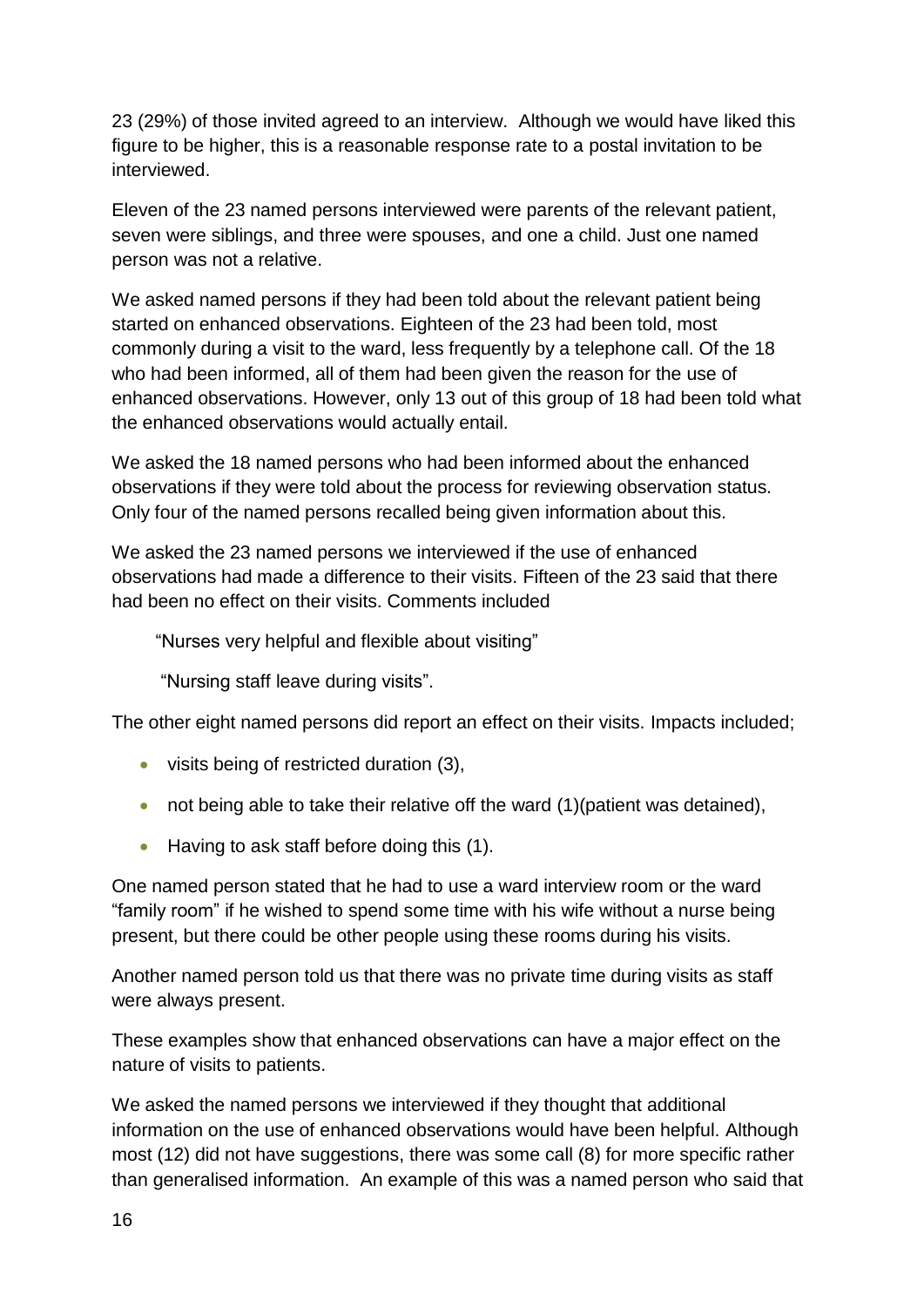23 (29%) of those invited agreed to an interview. Although we would have liked this figure to be higher, this is a reasonable response rate to a postal invitation to be interviewed.

Eleven of the 23 named persons interviewed were parents of the relevant patient, seven were siblings, and three were spouses, and one a child. Just one named person was not a relative.

We asked named persons if they had been told about the relevant patient being started on enhanced observations. Eighteen of the 23 had been told, most commonly during a visit to the ward, less frequently by a telephone call. Of the 18 who had been informed, all of them had been given the reason for the use of enhanced observations. However, only 13 out of this group of 18 had been told what the enhanced observations would actually entail.

We asked the 18 named persons who had been informed about the enhanced observations if they were told about the process for reviewing observation status. Only four of the named persons recalled being given information about this.

We asked the 23 named persons we interviewed if the use of enhanced observations had made a difference to their visits. Fifteen of the 23 said that there had been no effect on their visits. Comments included

> "Nurses very helpful and flexible about visiting"
>
> "Nursing staff leave during visits".

The other eight named persons did report an effect on their visits. Impacts included;

- visits being of restricted duration (3),
- not being able to take their relative off the ward (1)(patient was detained),
- Having to ask staff before doing this (1).

One named person stated that he had to use a ward interview room or the ward "family room" if he wished to spend some time with his wife without a nurse being present, but there could be other people using these rooms during his visits.

Another named person told us that there was no private time during visits as staff were always present.

These examples show that enhanced observations can have a major effect on the nature of visits to patients.

We asked the named persons we interviewed if they thought that additional information on the use of enhanced observations would have been helpful. Although most (12) did not have suggestions, there was some call (8) for more specific rather than generalised information. An example of this was a named person who said that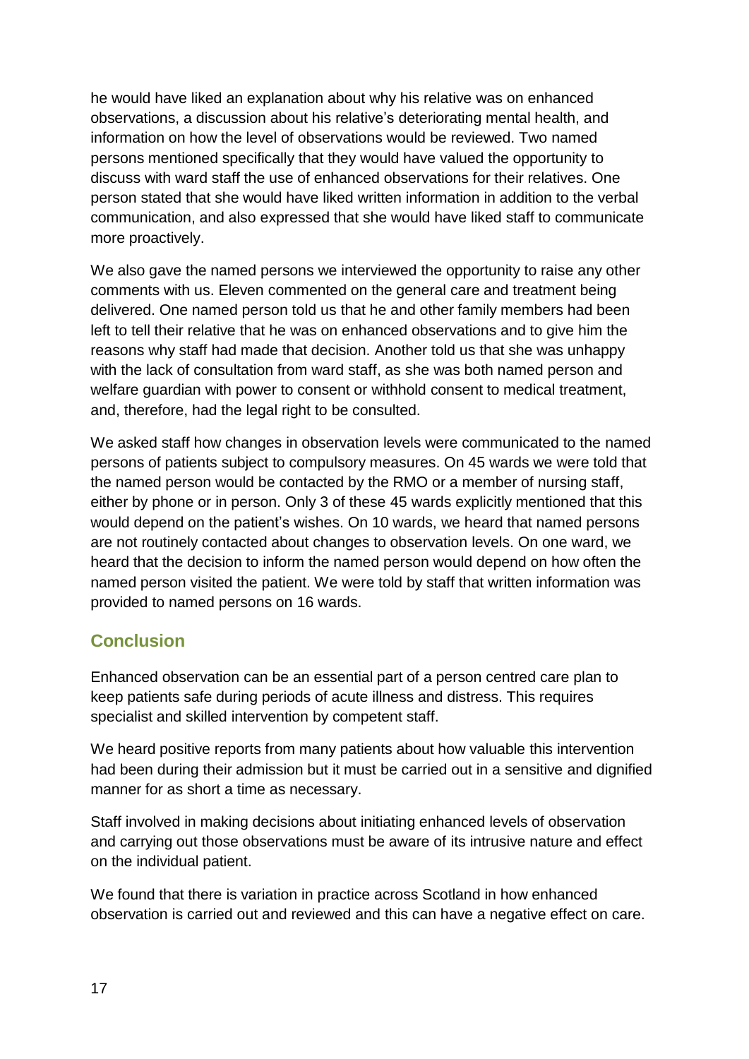he would have liked an explanation about why his relative was on enhanced observations, a discussion about his relative's deteriorating mental health, and information on how the level of observations would be reviewed. Two named persons mentioned specifically that they would have valued the opportunity to discuss with ward staff the use of enhanced observations for their relatives. One person stated that she would have liked written information in addition to the verbal communication, and also expressed that she would have liked staff to communicate more proactively.

We also gave the named persons we interviewed the opportunity to raise any other comments with us. Eleven commented on the general care and treatment being delivered. One named person told us that he and other family members had been left to tell their relative that he was on enhanced observations and to give him the reasons why staff had made that decision. Another told us that she was unhappy with the lack of consultation from ward staff, as she was both named person and welfare guardian with power to consent or withhold consent to medical treatment, and, therefore, had the legal right to be consulted.

We asked staff how changes in observation levels were communicated to the named persons of patients subject to compulsory measures. On 45 wards we were told that the named person would be contacted by the RMO or a member of nursing staff, either by phone or in person. Only 3 of these 45 wards explicitly mentioned that this would depend on the patient's wishes. On 10 wards, we heard that named persons are not routinely contacted about changes to observation levels. On one ward, we heard that the decision to inform the named person would depend on how often the named person visited the patient. We were told by staff that written information was provided to named persons on 16 wards.

## Conclusion

Enhanced observation can be an essential part of a person centred care plan to keep patients safe during periods of acute illness and distress. This requires specialist and skilled intervention by competent staff.

We heard positive reports from many patients about how valuable this intervention had been during their admission but it must be carried out in a sensitive and dignified manner for as short a time as necessary.

Staff involved in making decisions about initiating enhanced levels of observation and carrying out those observations must be aware of its intrusive nature and effect on the individual patient.

We found that there is variation in practice across Scotland in how enhanced observation is carried out and reviewed and this can have a negative effect on care.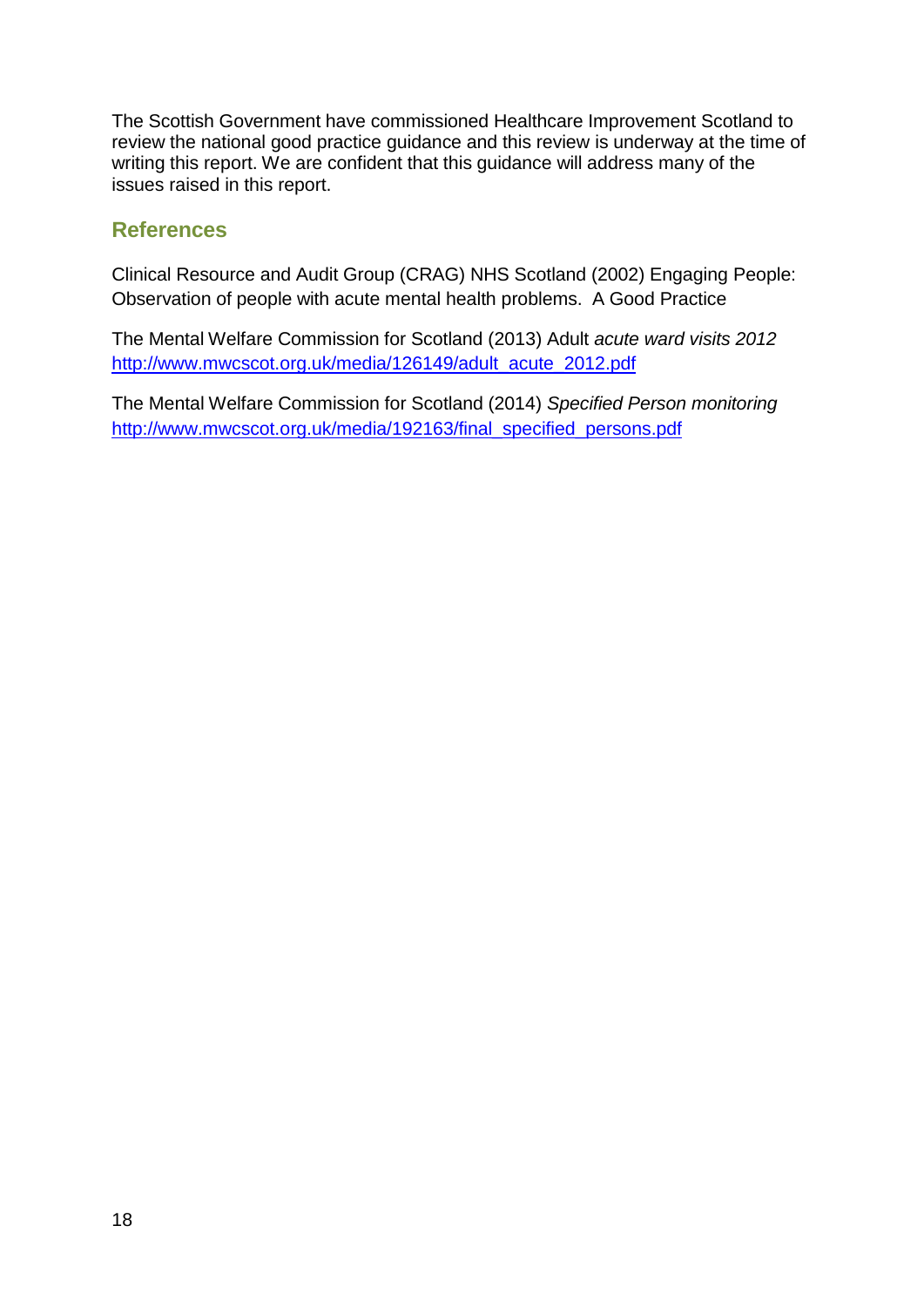The Scottish Government have commissioned Healthcare Improvement Scotland to review the national good practice guidance and this review is underway at the time of writing this report. We are confident that this guidance will address many of the issues raised in this report.

## References

Clinical Resource and Audit Group (CRAG) NHS Scotland (2002) Engaging People: Observation of people with acute mental health problems. A Good Practice

The Mental Welfare Commission for Scotland (2013) Adult *acute ward visits 2012* http://www.mwcscot.org.uk/media/126149/adult_acute_2012.pdf

The Mental Welfare Commission for Scotland (2014) *Specified Person monitoring* http://www.mwcscot.org.uk/media/192163/final_specified_persons.pdf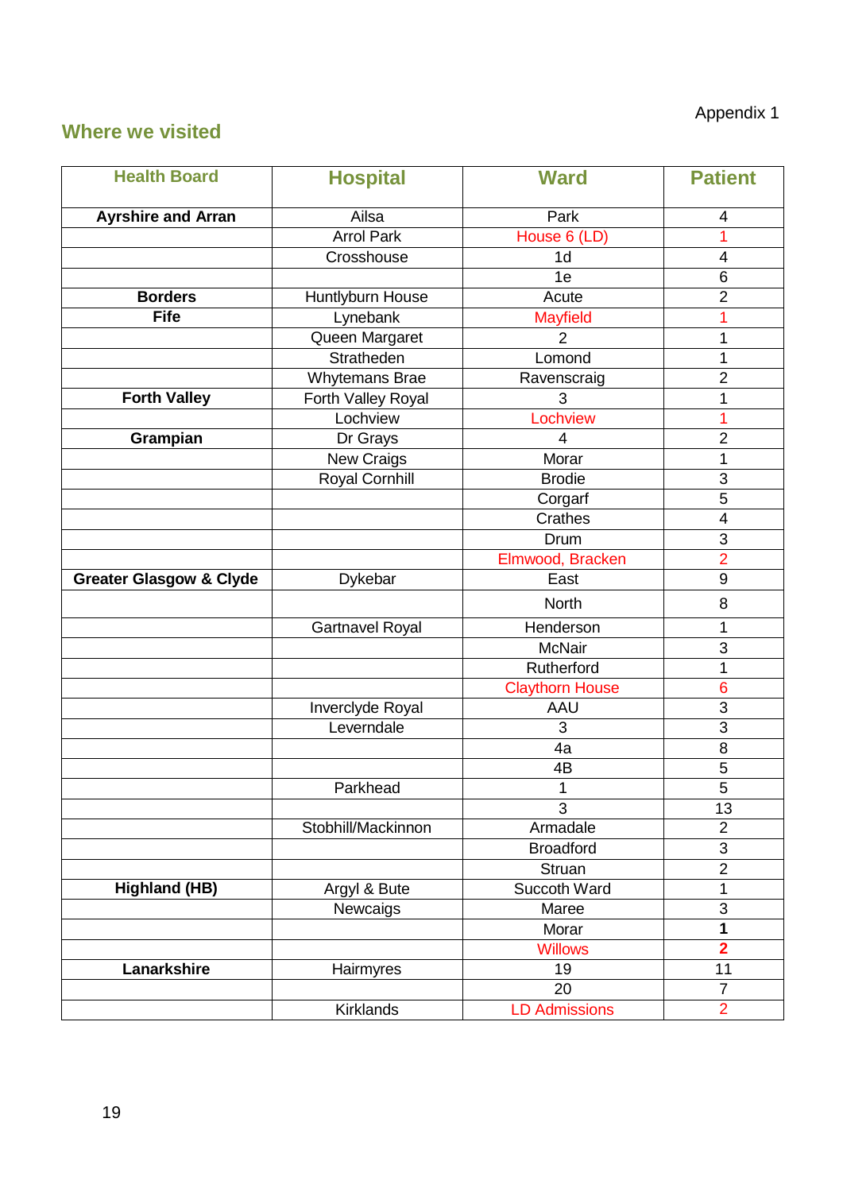Appendix 1

## Where we visited

| Health Board | Hospital | Ward | Patient |
|---|---|---|---|
| **Ayrshire and Arran** | Ailsa | Park | 4 |
| | Arrol Park | House 6 (LD) | 1 |
| | Crosshouse | 1d | 4 |
| | | 1e | 6 |
| **Borders** | Huntlyburn House | Acute | 2 |
| **Fife** | Lynebank | Mayfield | 1 |
| | Queen Margaret | 2 | 1 |
| | Stratheden | Lomond | 1 |
| | Whytemans Brae | Ravenscraig | 2 |
| **Forth Valley** | Forth Valley Royal | 3 | 1 |
| | Lochview | Lochview | 1 |
| **Grampian** | Dr Grays | 4 | 2 |
| | New Craigs | Morar | 1 |
| | Royal Cornhill | Brodie | 3 |
| | | Corgarf | 5 |
| | | Crathes | 4 |
| | | Drum | 3 |
| | | Elmwood, Bracken | 2 |
| **Greater Glasgow & Clyde** | Dykebar | East | 9 |
| | | North | 8 |
| | Gartnavel Royal | Henderson | 1 |
| | | McNair | 3 |
| | | Rutherford | 1 |
| | | Claythorn House | 6 |
| | Inverclyde Royal | AAU | 3 |
| | Leverndale | 3 | 3 |
| | | 4a | 8 |
| | | 4B | 5 |
| | Parkhead | 1 | 5 |
| | | 3 | 13 |
| | Stobhill/Mackinnon | Armadale | 2 |
| | | Broadford | 3 |
| | | Struan | 2 |
| **Highland (HB)** | Argyl & Bute | Succoth Ward | 1 |
| | Newcaigs | Maree | 3 |
| | | Morar | **1** |
| | | Willows | **2** |
| **Lanarkshire** | Hairmyres | 19 | 11 |
| | | 20 | 7 |
| | Kirklands | LD Admissions | 2 |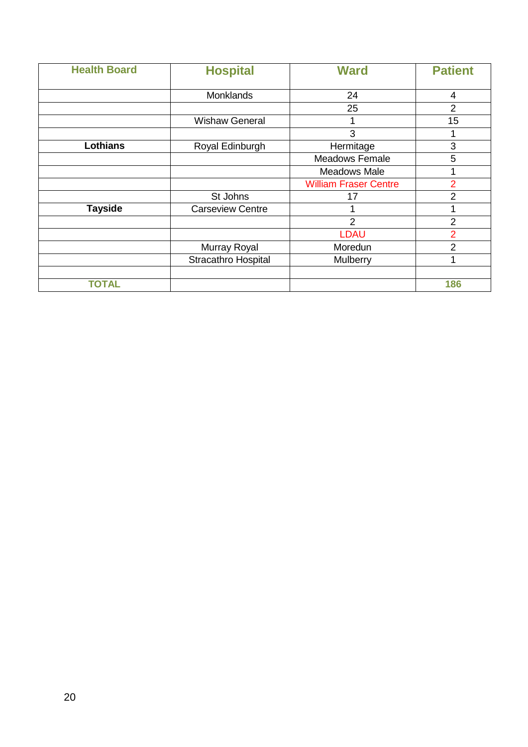| Health Board | Hospital | Ward | Patient |
|---|---|---|---|
| | Monklands | 24 | 4 |
| | | 25 | 2 |
| | Wishaw General | 1 | 15 |
| | | 3 | 1 |
| **Lothians** | Royal Edinburgh | Hermitage | 3 |
| | | Meadows Female | 5 |
| | | Meadows Male | 1 |
| | | William Fraser Centre | 2 |
| | St Johns | 17 | 2 |
| **Tayside** | Carseview Centre | 1 | 1 |
| | | 2 | 2 |
| | | LDAU | 2 |
| | Murray Royal | Moredun | 2 |
| | Stracathro Hospital | Mulberry | 1 |
| | | | |
| **TOTAL** | | | **186** |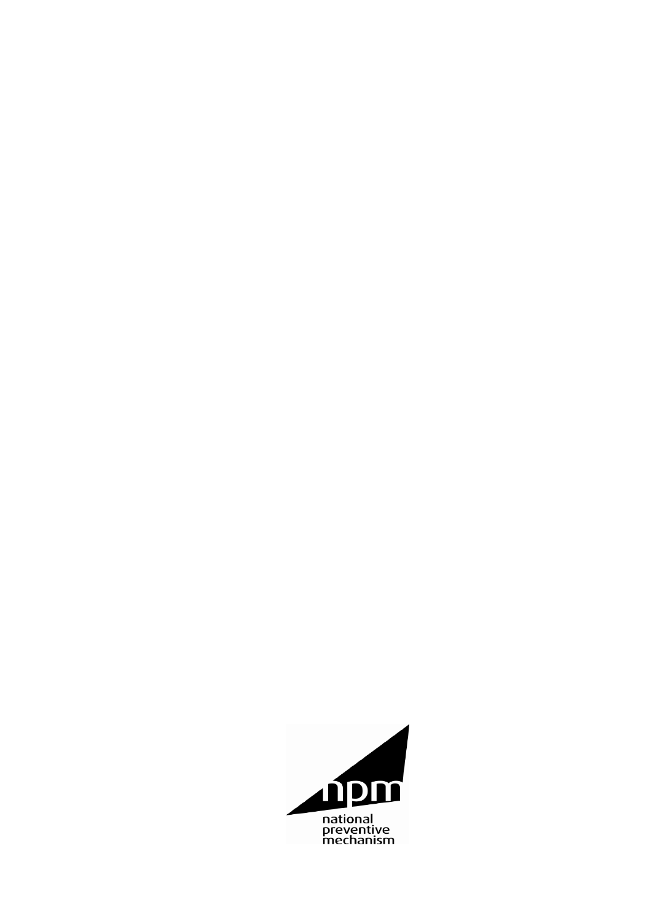npm

national
preventive
mechanism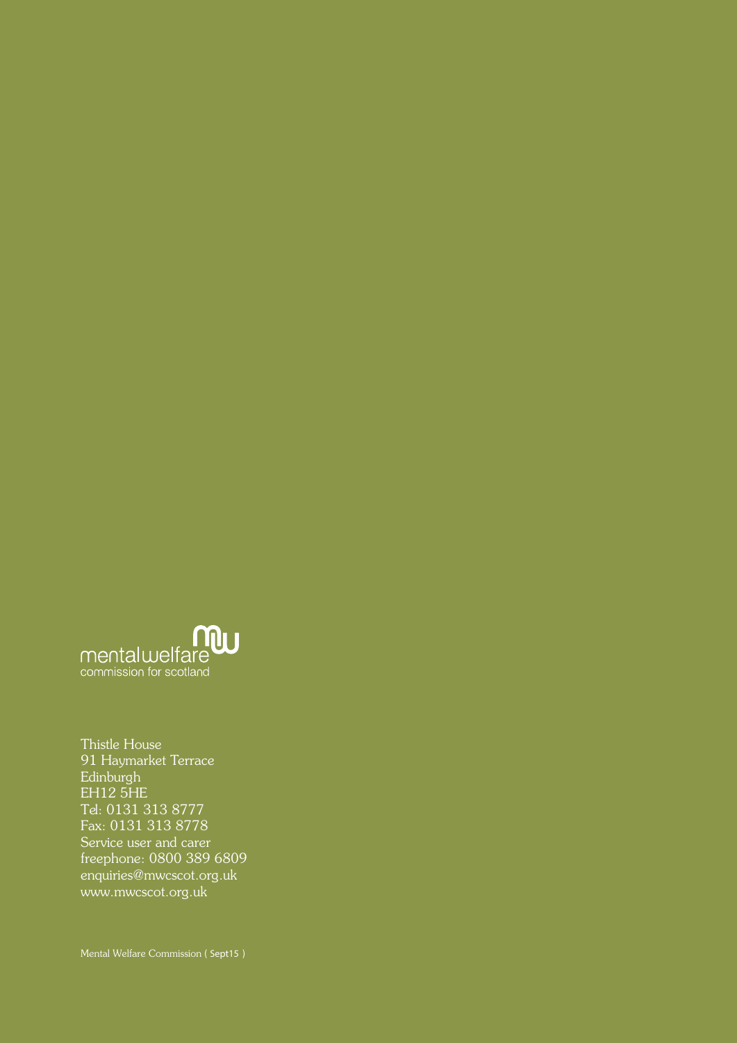mentalwelfare
commission for scotland

Thistle House
91 Haymarket Terrace
Edinburgh
EH12 5HE
Tel: 0131 313 8777
Fax: 0131 313 8778
Service user and carer
freephone: 0800 389 6809
enquiries@mwcscot.org.uk
www.mwcscot.org.uk

Mental Welfare Commission ( Sept15 )